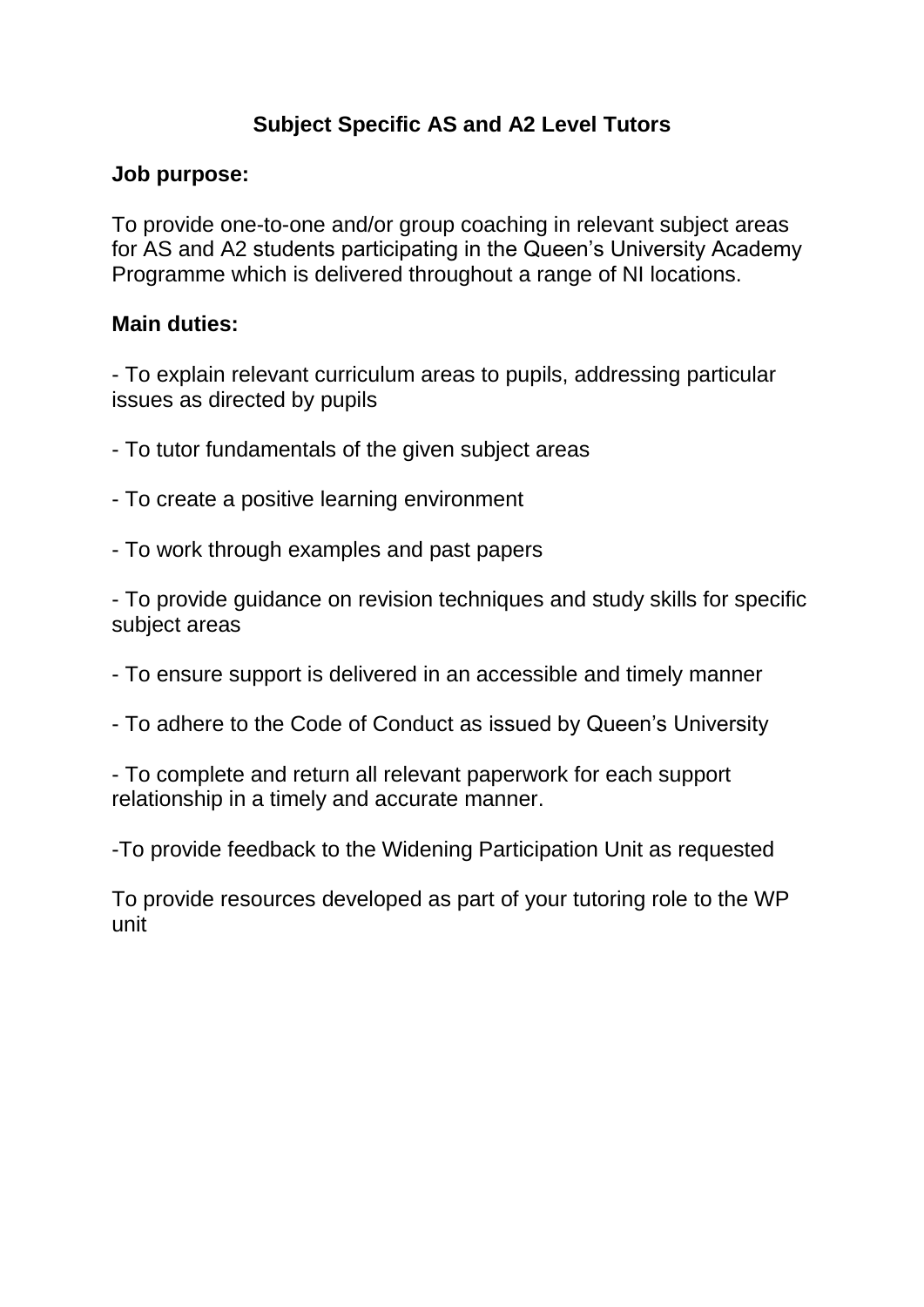# Subject Specific AS and A2 Level Tutors

**Job purpose:**

To provide one-to-one and/or group coaching in relevant subject areas for AS and A2 students participating in the Queen's University Academy Programme which is delivered throughout a range of NI locations.

**Main duties:**

- To explain relevant curriculum areas to pupils, addressing particular issues as directed by pupils

- To tutor fundamentals of the given subject areas

- To create a positive learning environment

- To work through examples and past papers

- To provide guidance on revision techniques and study skills for specific subject areas

- To ensure support is delivered in an accessible and timely manner

- To adhere to the Code of Conduct as issued by Queen's University

- To complete and return all relevant paperwork for each support relationship in a timely and accurate manner.

-To provide feedback to the Widening Participation Unit as requested

To provide resources developed as part of your tutoring role to the WP unit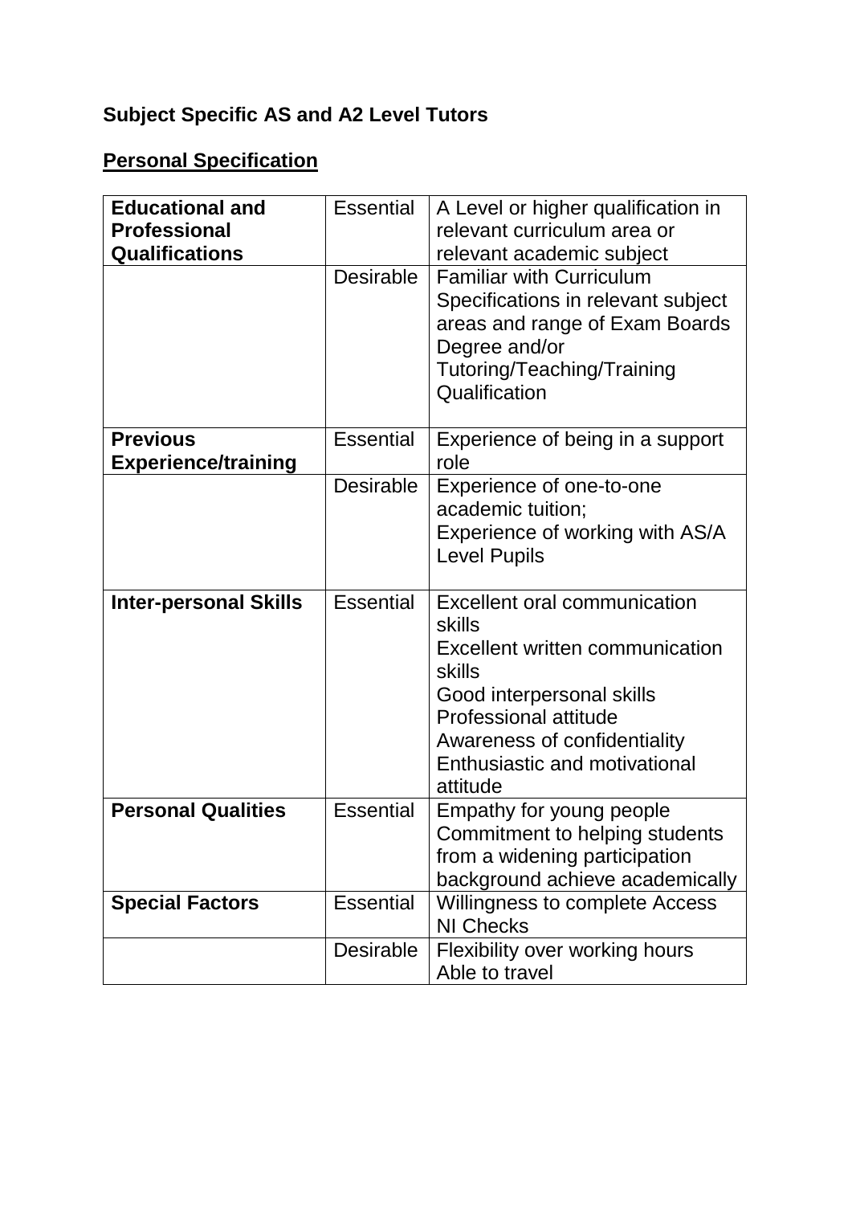**Subject Specific AS and A2 Level Tutors**

**<u>Personal Specification</u>**

| | | |
|---|---|---|
| **Educational and Professional Qualifications** | Essential | A Level or higher qualification in relevant curriculum area or relevant academic subject |
| | Desirable | Familiar with Curriculum Specifications in relevant subject areas and range of Exam Boards<br>Degree and/or Tutoring/Teaching/Training Qualification |
| **Previous Experience/training** | Essential | Experience of being in a support role |
| | Desirable | Experience of one-to-one academic tuition;<br>Experience of working with AS/A Level Pupils |
| **Inter-personal Skills** | Essential | Excellent oral communication skills<br>Excellent written communication skills<br>Good interpersonal skills<br>Professional attitude<br>Awareness of confidentiality<br>Enthusiastic and motivational attitude |
| **Personal Qualities** | Essential | Empathy for young people<br>Commitment to helping students from a widening participation background achieve academically |
| **Special Factors** | Essential | Willingness to complete Access NI Checks |
| | Desirable | Flexibility over working hours<br>Able to travel |